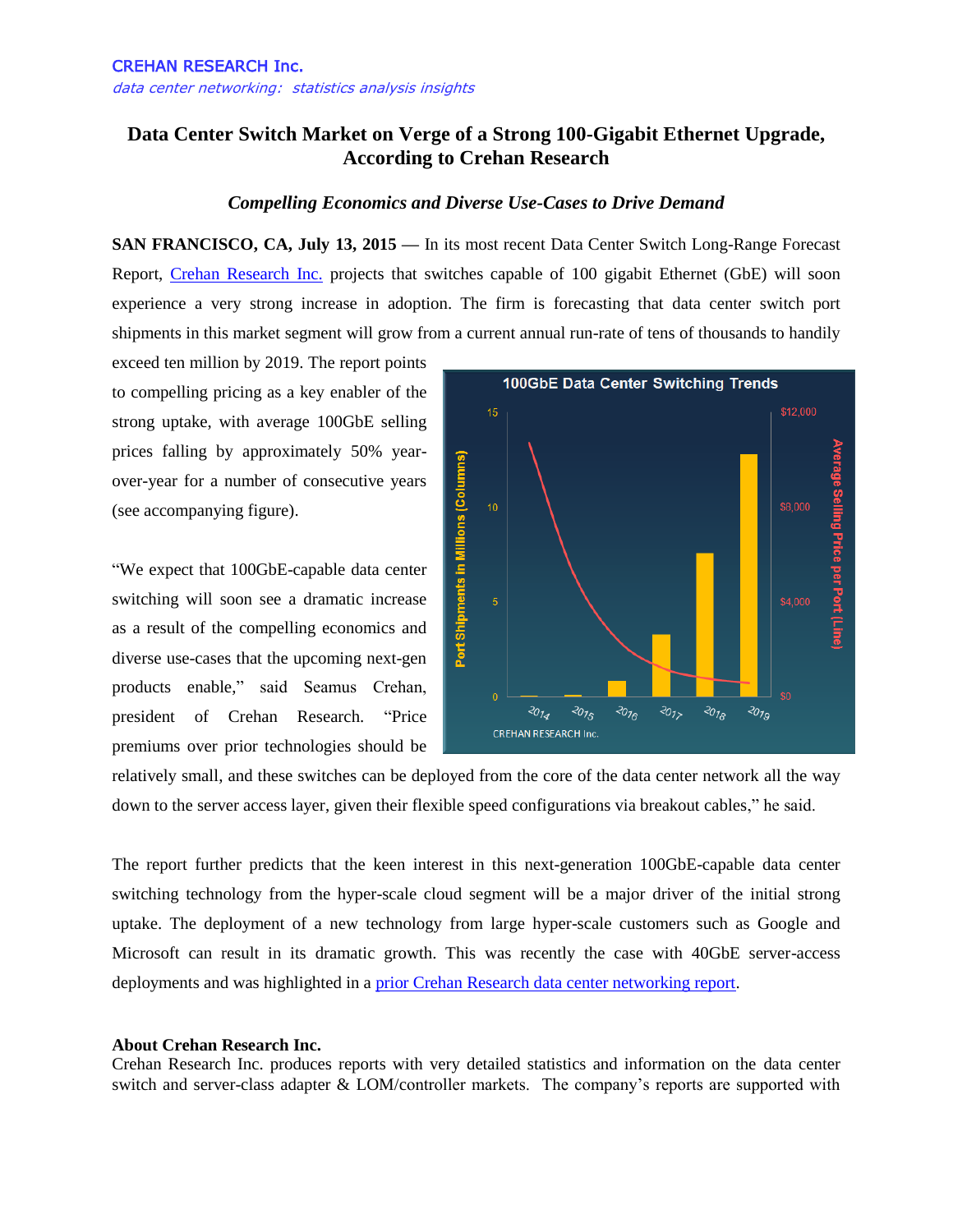CREHAN RESEARCH Inc.

*data center networking: statistics analysis insights*

# Data Center Switch Market on Verge of a Strong 100-Gigabit Ethernet Upgrade, According to Crehan Research

***Compelling Economics and Diverse Use-Cases to Drive Demand***

**SAN FRANCISCO, CA, July 13, 2015** — In its most recent Data Center Switch Long-Range Forecast Report, [Crehan Research Inc.](#) projects that switches capable of 100 gigabit Ethernet (GbE) will soon experience a very strong increase in adoption. The firm is forecasting that data center switch port shipments in this market segment will grow from a current annual run-rate of tens of thousands to handily exceed ten million by 2019. The report points to compelling pricing as a key enabler of the strong uptake, with average 100GbE selling prices falling by approximately 50% year-over-year for a number of consecutive years (see accompanying figure).

“We expect that 100GbE-capable data center switching will soon see a dramatic increase as a result of the compelling economics and diverse use-cases that the upcoming next-gen products enable,” said Seamus Crehan, president of Crehan Research. “Price premiums over prior technologies should be relatively small, and these switches can be deployed from the core of the data center network all the way down to the server access layer, given their flexible speed configurations via breakout cables,” he said.

The report further predicts that the keen interest in this next-generation 100GbE-capable data center switching technology from the hyper-scale cloud segment will be a major driver of the initial strong uptake. The deployment of a new technology from large hyper-scale customers such as Google and Microsoft can result in its dramatic growth. This was recently the case with 40GbE server-access deployments and was highlighted in a [prior Crehan Research data center networking report](#).

**About Crehan Research Inc.**

Crehan Research Inc. produces reports with very detailed statistics and information on the data center switch and server-class adapter & LOM/controller markets. The company’s reports are supported with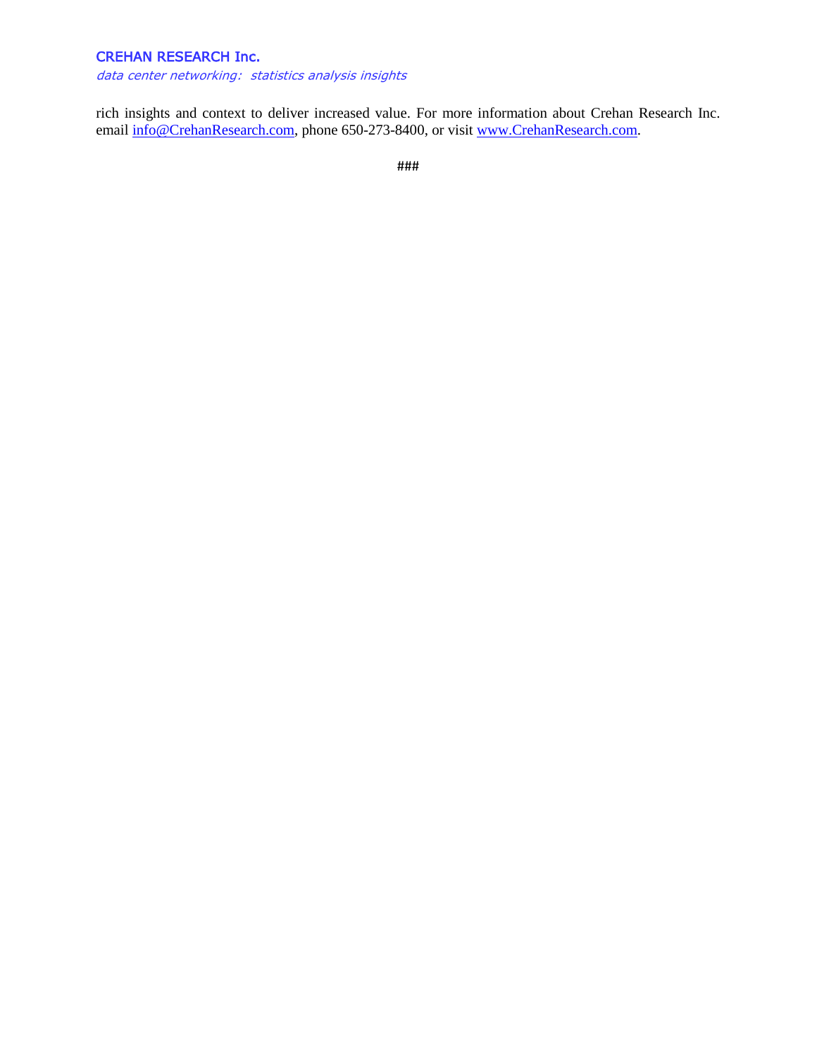rich insights and context to deliver increased value. For more information about Crehan Research Inc. email info@CrehanResearch.com, phone 650-273-8400, or visit www.CrehanResearch.com.

###